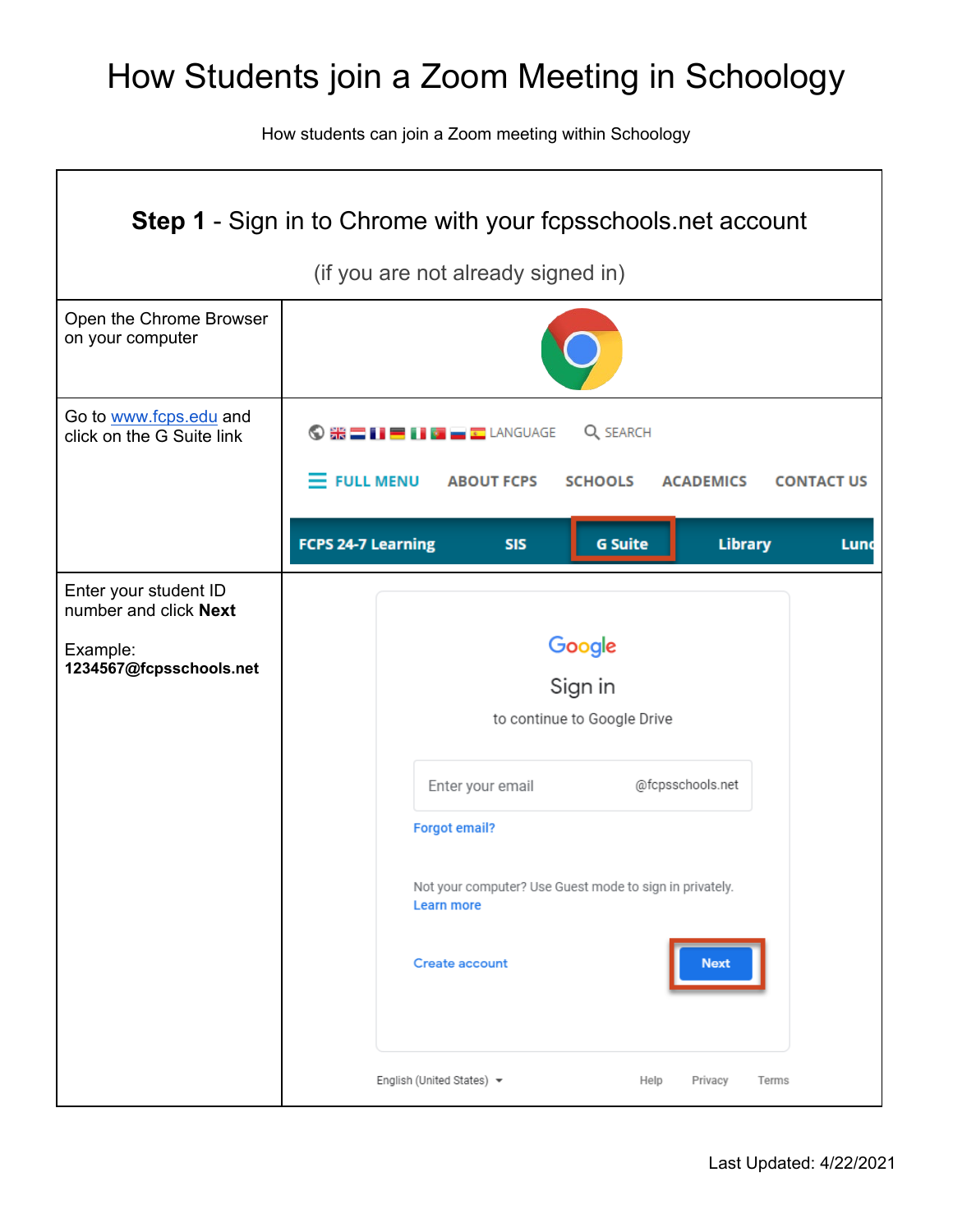# How Students join a Zoom Meeting in Schoology

How students can join a Zoom meeting within Schoology

| **Step 1** - Sign in to Chrome with your fcpsschools.net account (if you are not already signed in) | |
|---|---|
| Open the Chrome Browser on your computer | |
| Go to www.fcps.edu and click on the G Suite link | |
| Enter your student ID number and click **Next**<br><br>Example:<br>**1234567@fcpsschools.net** | |

Last Updated: 4/22/2021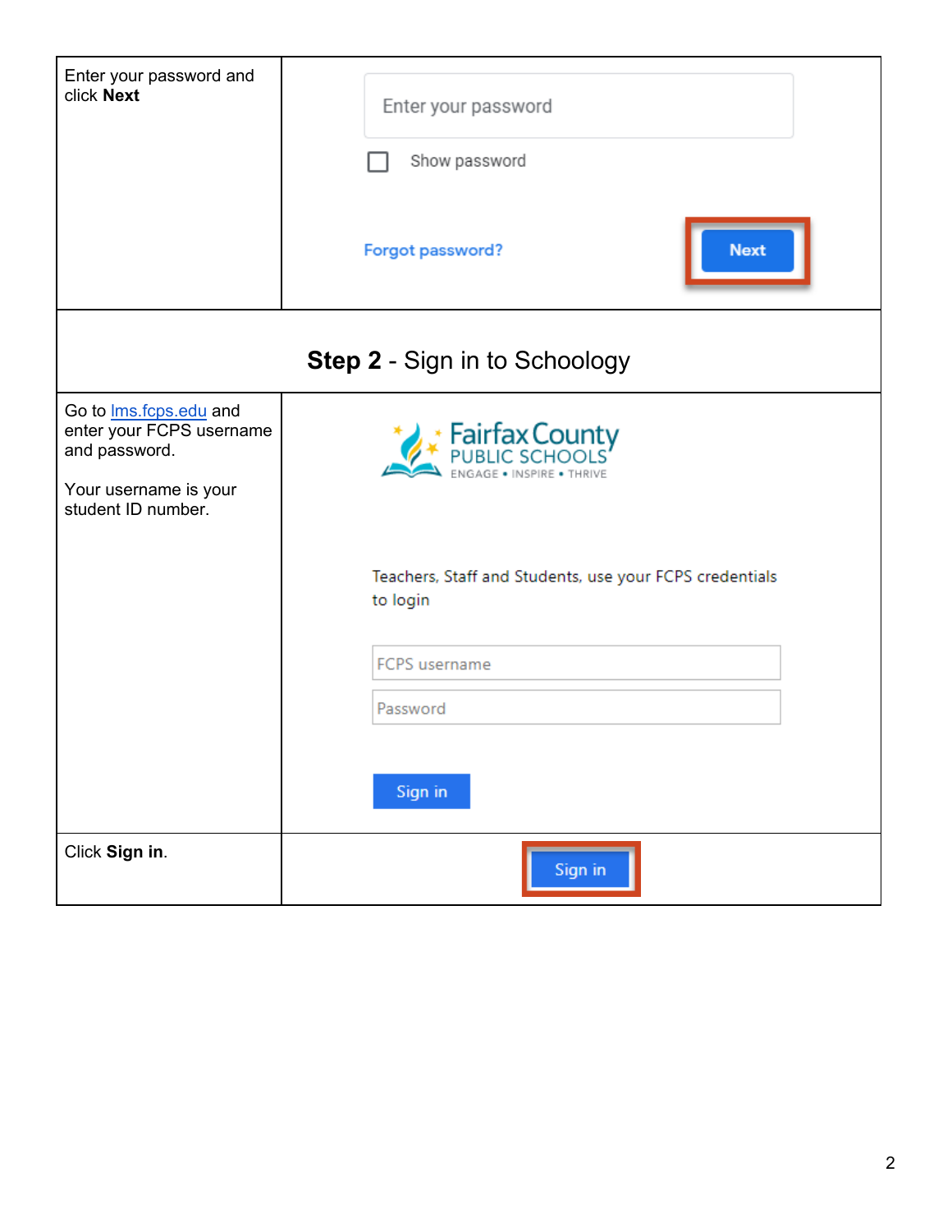| | |
|---|---|
| Enter your password and click **Next** | Enter your password<br>Show password<br>Forgot password? Next |
| **Step 2** - Sign in to Schoology | |
| Go to lms.fcps.edu and enter your FCPS username and password.<br><br>Your username is your student ID number. | Fairfax County PUBLIC SCHOOLS ENGAGE • INSPIRE • THRIVE<br><br>Teachers, Staff and Students, use your FCPS credentials to login<br><br>FCPS username<br>Password<br><br>Sign in |
| Click **Sign in**. | Sign in |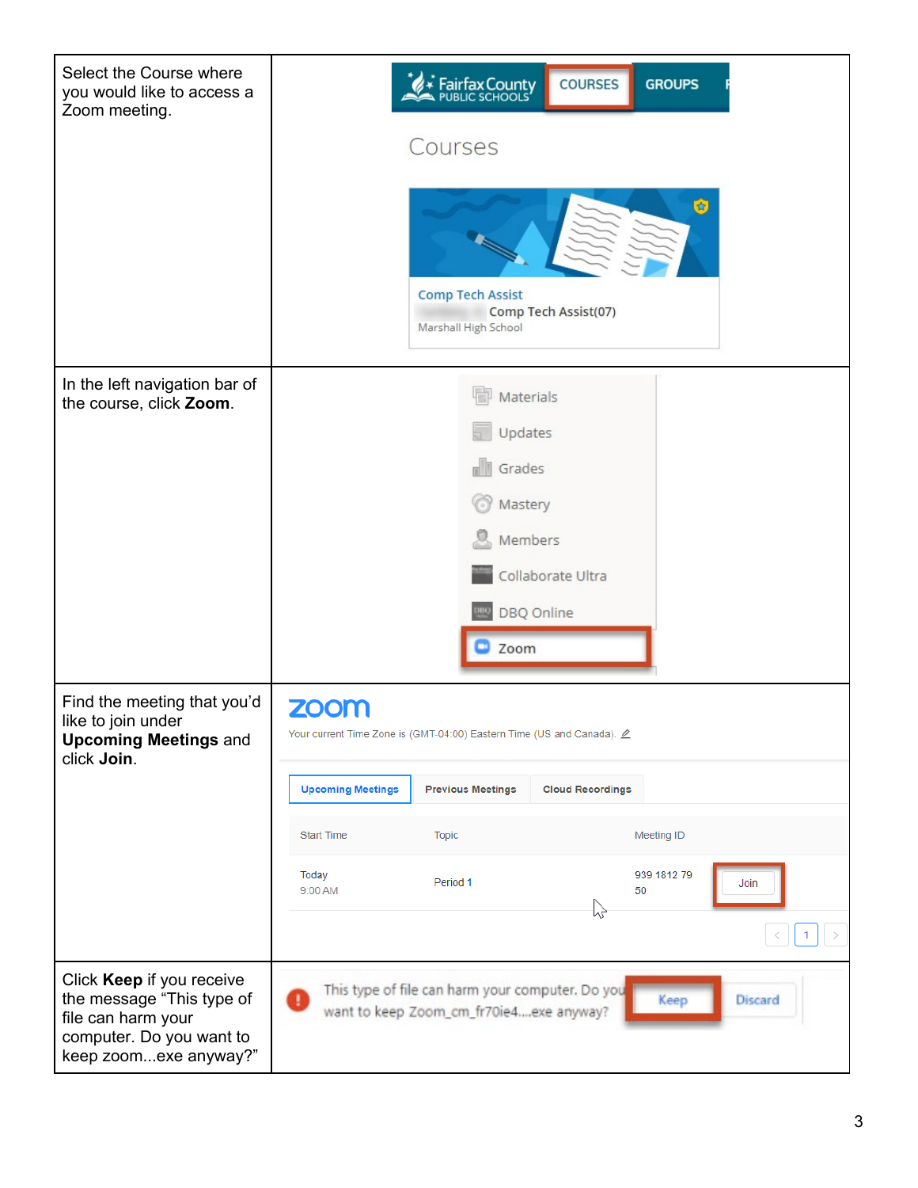| | |
|---|---|
| Select the Course where you would like to access a Zoom meeting. | |
| In the left navigation bar of the course, click **Zoom**. | |
| Find the meeting that you'd like to join under **Upcoming Meetings** and click **Join**. | |
| Click **Keep** if you receive the message "This type of file can harm your computer. Do you want to keep zoom...exe anyway?" | |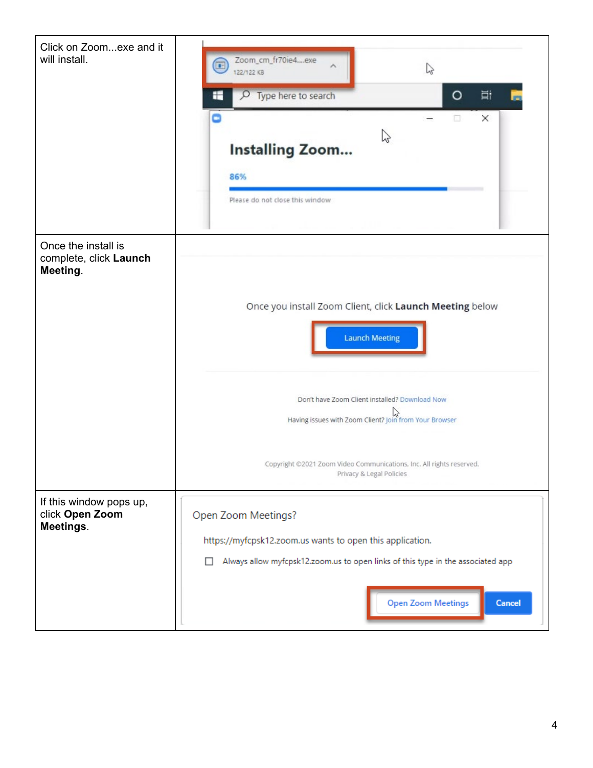| | |
|---|---|
| Click on Zoom...exe and it will install. | |
| Once the install is complete, click **Launch Meeting**. | |
| If this window pops up, click **Open Zoom Meetings**. | |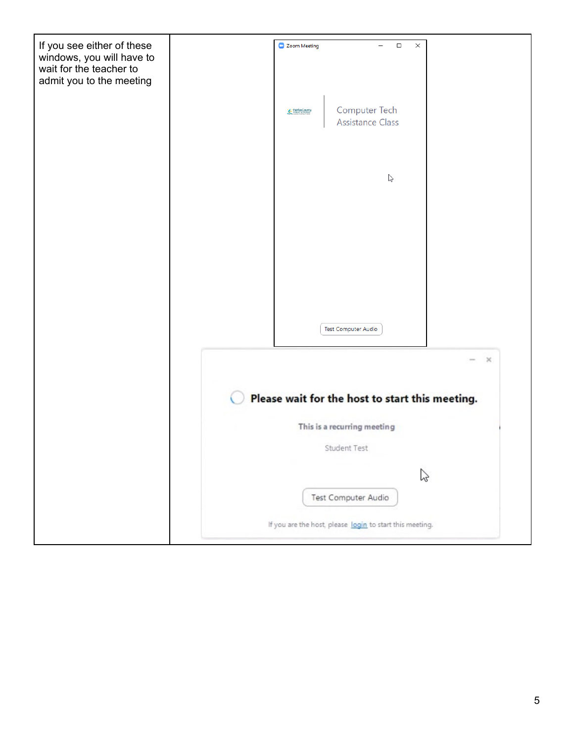| | |
|---|---|
| If you see either of these windows, you will have to wait for the teacher to admit you to the meeting | |